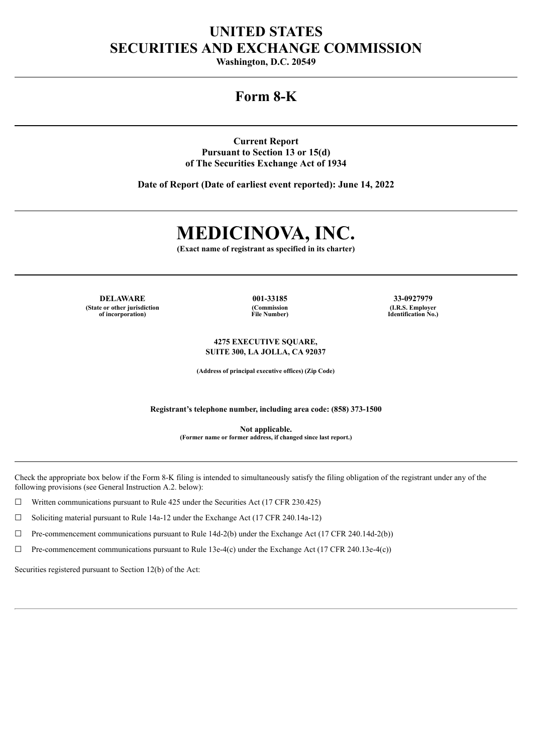# UNITED STATES
# SECURITIES AND EXCHANGE COMMISSION

**Washington, D.C. 20549**

---

## Form 8-K

---

**Current Report**
**Pursuant to Section 13 or 15(d)**
**of The Securities Exchange Act of 1934**

**Date of Report (Date of earliest event reported): June 14, 2022**

---

# MEDICINOVA, INC.

**(Exact name of registrant as specified in its charter)**

---

| DELAWARE | 001-33185 | 33-0927979 |
|---|---|---|
| (State or other jurisdiction of incorporation) | (Commission File Number) | (I.R.S. Employer Identification No.) |

**4275 EXECUTIVE SQUARE,**
**SUITE 300, LA JOLLA, CA 92037**

**(Address of principal executive offices) (Zip Code)**

**Registrant's telephone number, including area code: (858) 373-1500**

**Not applicable.**
**(Former name or former address, if changed since last report.)**

---

Check the appropriate box below if the Form 8-K filing is intended to simultaneously satisfy the filing obligation of the registrant under any of the following provisions (see General Instruction A.2. below):

☐ Written communications pursuant to Rule 425 under the Securities Act (17 CFR 230.425)

☐ Soliciting material pursuant to Rule 14a-12 under the Exchange Act (17 CFR 240.14a-12)

☐ Pre-commencement communications pursuant to Rule 14d-2(b) under the Exchange Act (17 CFR 240.14d-2(b))

☐ Pre-commencement communications pursuant to Rule 13e-4(c) under the Exchange Act (17 CFR 240.13e-4(c))

Securities registered pursuant to Section 12(b) of the Act: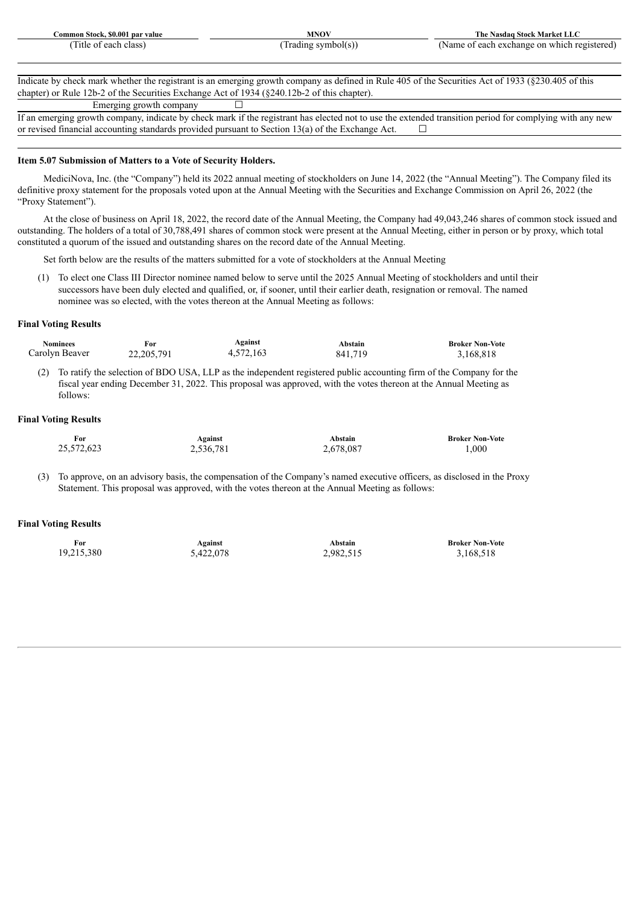| Common Stock, $0.001 par value | MNOV | The Nasdaq Stock Market LLC |
|---|---|---|
| (Title of each class) | (Trading symbol(s)) | (Name of each exchange on which registered) |

Indicate by check mark whether the registrant is an emerging growth company as defined in Rule 405 of the Securities Act of 1933 (§230.405 of this chapter) or Rule 12b-2 of the Securities Exchange Act of 1934 (§240.12b-2 of this chapter).

Emerging growth company ☐

If an emerging growth company, indicate by check mark if the registrant has elected not to use the extended transition period for complying with any new or revised financial accounting standards provided pursuant to Section 13(a) of the Exchange Act. ☐

### Item 5.07 Submission of Matters to a Vote of Security Holders.

MediciNova, Inc. (the "Company") held its 2022 annual meeting of stockholders on June 14, 2022 (the "Annual Meeting"). The Company filed its definitive proxy statement for the proposals voted upon at the Annual Meeting with the Securities and Exchange Commission on April 26, 2022 (the "Proxy Statement").

At the close of business on April 18, 2022, the record date of the Annual Meeting, the Company had 49,043,246 shares of common stock issued and outstanding. The holders of a total of 30,788,491 shares of common stock were present at the Annual Meeting, either in person or by proxy, which total constituted a quorum of the issued and outstanding shares on the record date of the Annual Meeting.

Set forth below are the results of the matters submitted for a vote of stockholders at the Annual Meeting

(1) To elect one Class III Director nominee named below to serve until the 2025 Annual Meeting of stockholders and until their successors have been duly elected and qualified, or, if sooner, until their earlier death, resignation or removal. The named nominee was so elected, with the votes thereon at the Annual Meeting as follows:

**Final Voting Results**

| Nominees | For | Against | Abstain | Broker Non-Vote |
|---|---|---|---|---|
| Carolyn Beaver | 22,205,791 | 4,572,163 | 841,719 | 3,168,818 |

(2) To ratify the selection of BDO USA, LLP as the independent registered public accounting firm of the Company for the fiscal year ending December 31, 2022. This proposal was approved, with the votes thereon at the Annual Meeting as follows:

**Final Voting Results**

| For | Against | Abstain | Broker Non-Vote |
|---|---|---|---|
| 25,572,623 | 2,536,781 | 2,678,087 | 1,000 |

(3) To approve, on an advisory basis, the compensation of the Company's named executive officers, as disclosed in the Proxy Statement. This proposal was approved, with the votes thereon at the Annual Meeting as follows:

**Final Voting Results**

| For | Against | Abstain | Broker Non-Vote |
|---|---|---|---|
| 19,215,380 | 5,422,078 | 2,982,515 | 3,168,518 |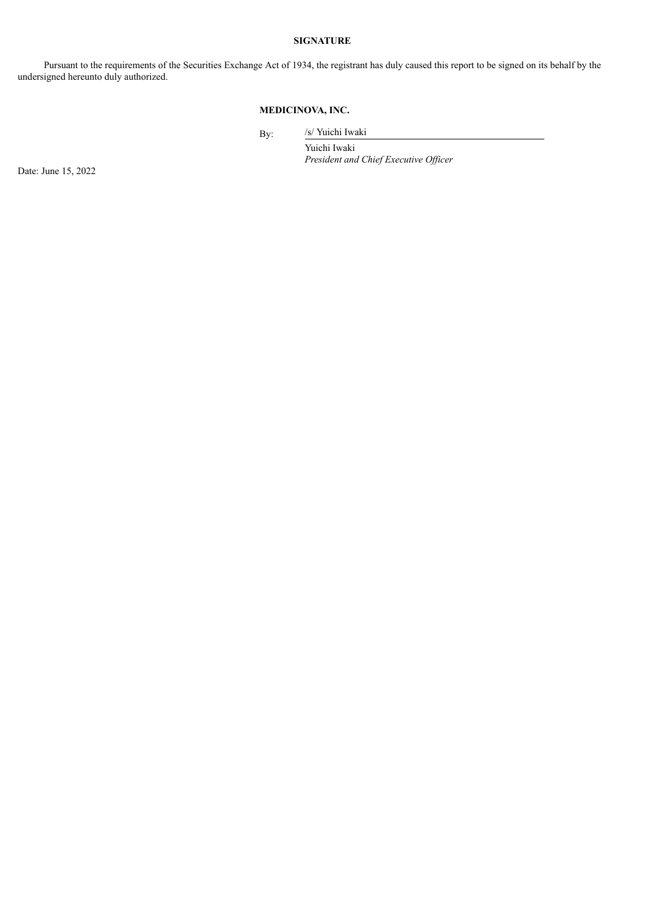**SIGNATURE**

Pursuant to the requirements of the Securities Exchange Act of 1934, the registrant has duly caused this report to be signed on its behalf by the undersigned hereunto duly authorized.

**MEDICINOVA, INC.**

By: /s/ Yuichi Iwaki

Yuichi Iwaki
*President and Chief Executive Officer*

Date: June 15, 2022